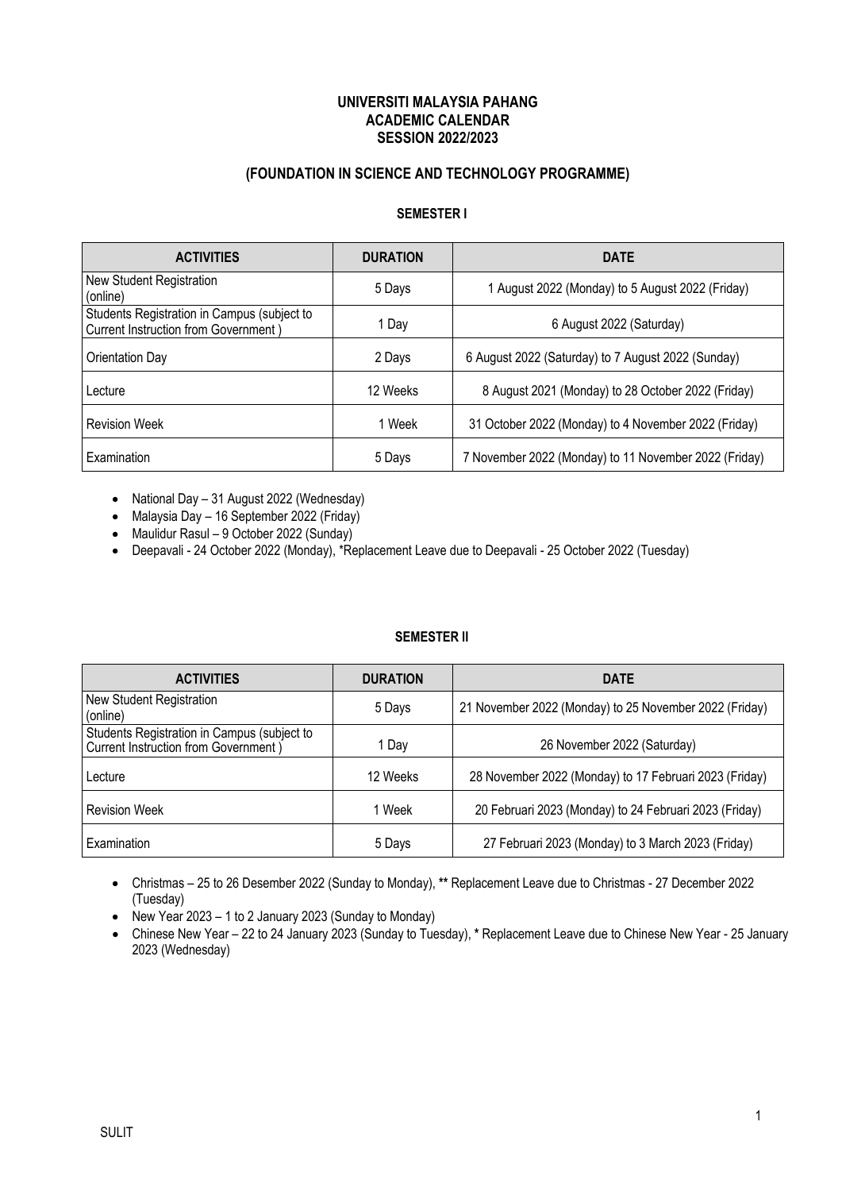# UNIVERSITI MALAYSIA PAHANG
# ACADEMIC CALENDAR
# SESSION 2022/2023

## (FOUNDATION IN SCIENCE AND TECHNOLOGY PROGRAMME)

### SEMESTER I

| ACTIVITIES | DURATION | DATE |
|---|---|---|
| New Student Registration (online) | 5 Days | 1 August 2022 (Monday) to 5 August 2022 (Friday) |
| Students Registration in Campus (subject to Current Instruction from Government ) | 1 Day | 6 August 2022 (Saturday) |
| Orientation Day | 2 Days | 6 August 2022 (Saturday) to 7 August 2022 (Sunday) |
| Lecture | 12 Weeks | 8 August 2021 (Monday) to 28 October 2022 (Friday) |
| Revision Week | 1 Week | 31 October 2022 (Monday) to 4 November 2022 (Friday) |
| Examination | 5 Days | 7 November 2022 (Monday) to 11 November 2022 (Friday) |

- National Day – 31 August 2022 (Wednesday)
- Malaysia Day – 16 September 2022 (Friday)
- Maulidur Rasul – 9 October 2022 (Sunday)
- Deepavali - 24 October 2022 (Monday), *Replacement Leave due to Deepavali - 25 October 2022 (Tuesday)

### SEMESTER II

| ACTIVITIES | DURATION | DATE |
|---|---|---|
| New Student Registration (online) | 5 Days | 21 November 2022 (Monday) to 25 November 2022 (Friday) |
| Students Registration in Campus (subject to Current Instruction from Government ) | 1 Day | 26 November 2022 (Saturday) |
| Lecture | 12 Weeks | 28 November 2022 (Monday) to 17 Februari 2023 (Friday) |
| Revision Week | 1 Week | 20 Februari 2023 (Monday) to 24 Februari 2023 (Friday) |
| Examination | 5 Days | 27 Februari 2023 (Monday) to 3 March 2023 (Friday) |

- Christmas – 25 to 26 Desember 2022 (Sunday to Monday), ** Replacement Leave due to Christmas - 27 December 2022 (Tuesday)
- New Year 2023 – 1 to 2 January 2023 (Sunday to Monday)
- Chinese New Year – 22 to 24 January 2023 (Sunday to Tuesday), * Replacement Leave due to Chinese New Year - 25 January 2023 (Wednesday)

SULIT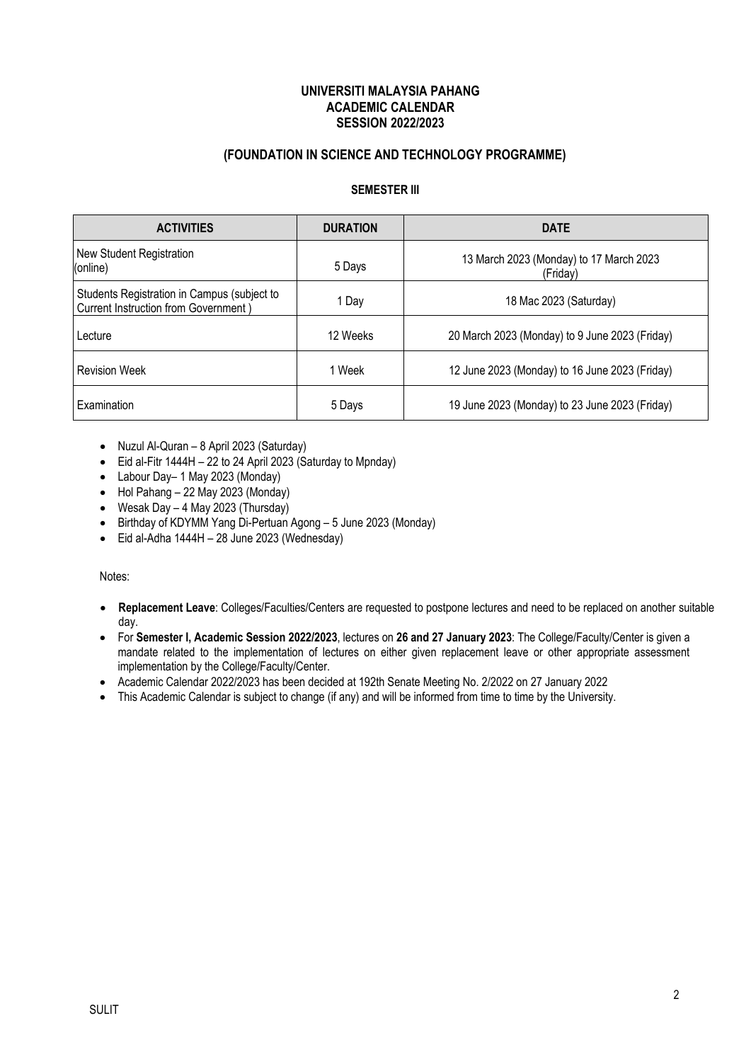**UNIVERSITI MALAYSIA PAHANG**
**ACADEMIC CALENDAR**
**SESSION 2022/2023**

**(FOUNDATION IN SCIENCE AND TECHNOLOGY PROGRAMME)**

**SEMESTER III**

| ACTIVITIES | DURATION | DATE |
|---|---|---|
| New Student Registration (online) | 5 Days | 13 March 2023 (Monday) to 17 March 2023 (Friday) |
| Students Registration in Campus (subject to Current Instruction from Government ) | 1 Day | 18 Mac 2023 (Saturday) |
| Lecture | 12 Weeks | 20 March 2023 (Monday) to 9 June 2023 (Friday) |
| Revision Week | 1 Week | 12 June 2023 (Monday) to 16 June 2023 (Friday) |
| Examination | 5 Days | 19 June 2023 (Monday) to 23 June 2023 (Friday) |

- Nuzul Al-Quran – 8 April 2023 (Saturday)
- Eid al-Fitr 1444H – 22 to 24 April 2023 (Saturday to Mpnday)
- Labour Day– 1 May 2023 (Monday)
- Hol Pahang – 22 May 2023 (Monday)
- Wesak Day – 4 May 2023 (Thursday)
- Birthday of KDYMM Yang Di-Pertuan Agong – 5 June 2023 (Monday)
- Eid al-Adha 1444H – 28 June 2023 (Wednesday)

Notes:

- **Replacement Leave**: Colleges/Faculties/Centers are requested to postpone lectures and need to be replaced on another suitable day.
- For **Semester I, Academic Session 2022/2023**, lectures on **26 and 27 January 2023**: The College/Faculty/Center is given a mandate related to the implementation of lectures on either given replacement leave or other appropriate assessment implementation by the College/Faculty/Center.
- Academic Calendar 2022/2023 has been decided at 192th Senate Meeting No. 2/2022 on 27 January 2022
- This Academic Calendar is subject to change (if any) and will be informed from time to time by the University.

SULIT